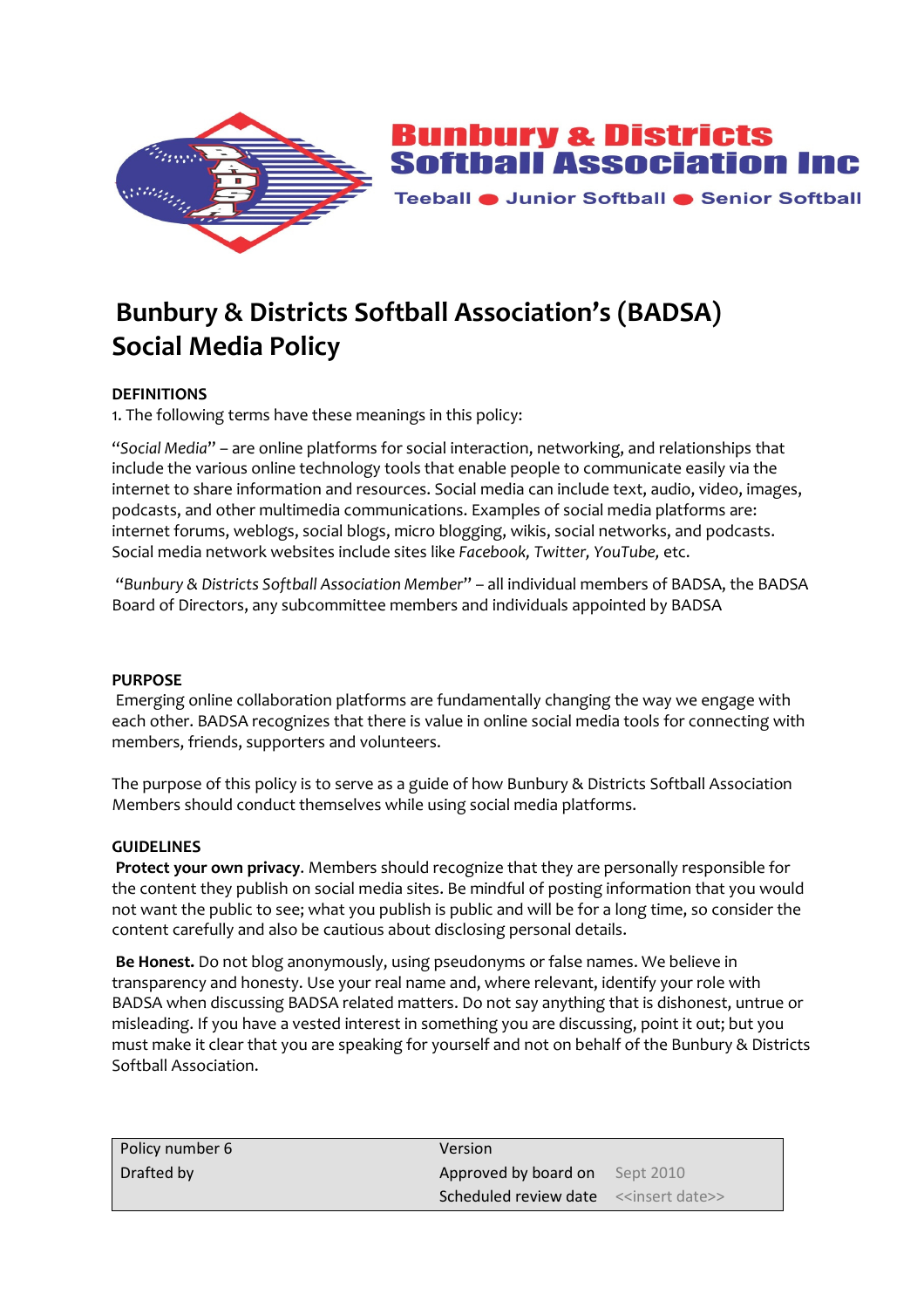Bunbury & Districts Softball Association Inc

Teeball ● Junior Softball ● Senior Softball

# Bunbury & Districts Softball Association's (BADSA) Social Media Policy

**DEFINITIONS**

1. The following terms have these meanings in this policy:

"*Social Media*" – are online platforms for social interaction, networking, and relationships that include the various online technology tools that enable people to communicate easily via the internet to share information and resources. Social media can include text, audio, video, images, podcasts, and other multimedia communications. Examples of social media platforms are: internet forums, weblogs, social blogs, micro blogging, wikis, social networks, and podcasts. Social media network websites include sites like *Facebook, Twitter, YouTube,* etc.

"*Bunbury & Districts Softball Association Member*" – all individual members of BADSA, the BADSA Board of Directors, any subcommittee members and individuals appointed by BADSA

**PURPOSE**

Emerging online collaboration platforms are fundamentally changing the way we engage with each other. BADSA recognizes that there is value in online social media tools for connecting with members, friends, supporters and volunteers.

The purpose of this policy is to serve as a guide of how Bunbury & Districts Softball Association Members should conduct themselves while using social media platforms.

**GUIDELINES**

**Protect your own privacy**. Members should recognize that they are personally responsible for the content they publish on social media sites. Be mindful of posting information that you would not want the public to see; what you publish is public and will be for a long time, so consider the content carefully and also be cautious about disclosing personal details.

**Be Honest.** Do not blog anonymously, using pseudonyms or false names. We believe in transparency and honesty. Use your real name and, where relevant, identify your role with BADSA when discussing BADSA related matters. Do not say anything that is dishonest, untrue or misleading. If you have a vested interest in something you are discussing, point it out; but you must make it clear that you are speaking for yourself and not on behalf of the Bunbury & Districts Softball Association.

| Policy number 6 | Version | |
|---|---|---|
| Drafted by | Approved by board on | Sept 2010 |
| | Scheduled review date | <<insert date>> |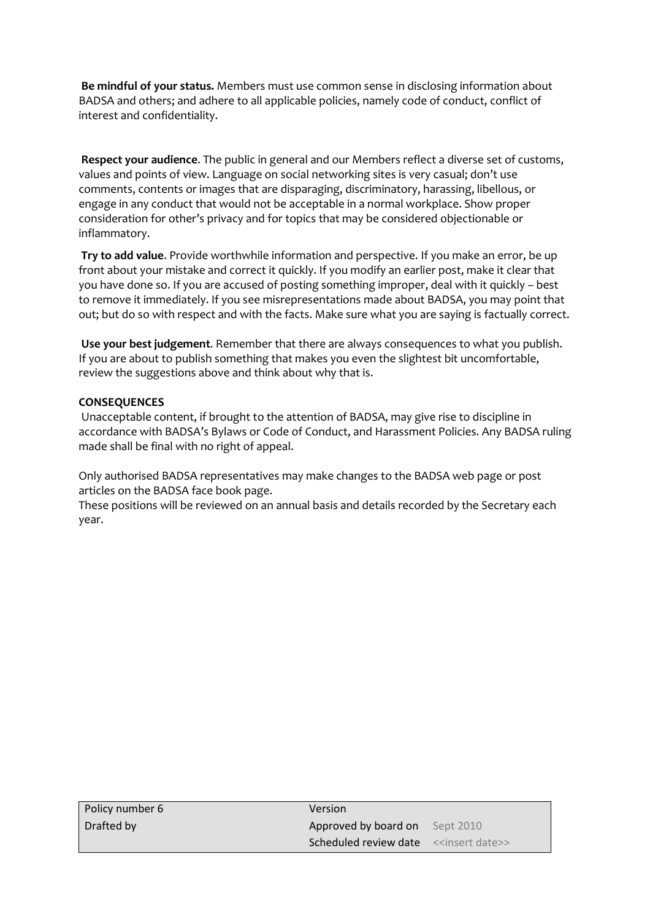**Be mindful of your status.** Members must use common sense in disclosing information about BADSA and others; and adhere to all applicable policies, namely code of conduct, conflict of interest and confidentiality.

**Respect your audience**. The public in general and our Members reflect a diverse set of customs, values and points of view. Language on social networking sites is very casual; don't use comments, contents or images that are disparaging, discriminatory, harassing, libellous, or engage in any conduct that would not be acceptable in a normal workplace. Show proper consideration for other's privacy and for topics that may be considered objectionable or inflammatory.

**Try to add value**. Provide worthwhile information and perspective. If you make an error, be up front about your mistake and correct it quickly. If you modify an earlier post, make it clear that you have done so. If you are accused of posting something improper, deal with it quickly – best to remove it immediately. If you see misrepresentations made about BADSA, you may point that out; but do so with respect and with the facts. Make sure what you are saying is factually correct.

**Use your best judgement**. Remember that there are always consequences to what you publish. If you are about to publish something that makes you even the slightest bit uncomfortable, review the suggestions above and think about why that is.

**CONSEQUENCES**

Unacceptable content, if brought to the attention of BADSA, may give rise to discipline in accordance with BADSA's Bylaws or Code of Conduct, and Harassment Policies. Any BADSA ruling made shall be final with no right of appeal.

Only authorised BADSA representatives may make changes to the BADSA web page or post articles on the BADSA face book page.
These positions will be reviewed on an annual basis and details recorded by the Secretary each year.

| | | |
|---|---|---|
| Policy number 6 | Version | |
| Drafted by | Approved by board on | Sept 2010 |
| | Scheduled review date | <<insert date>> |